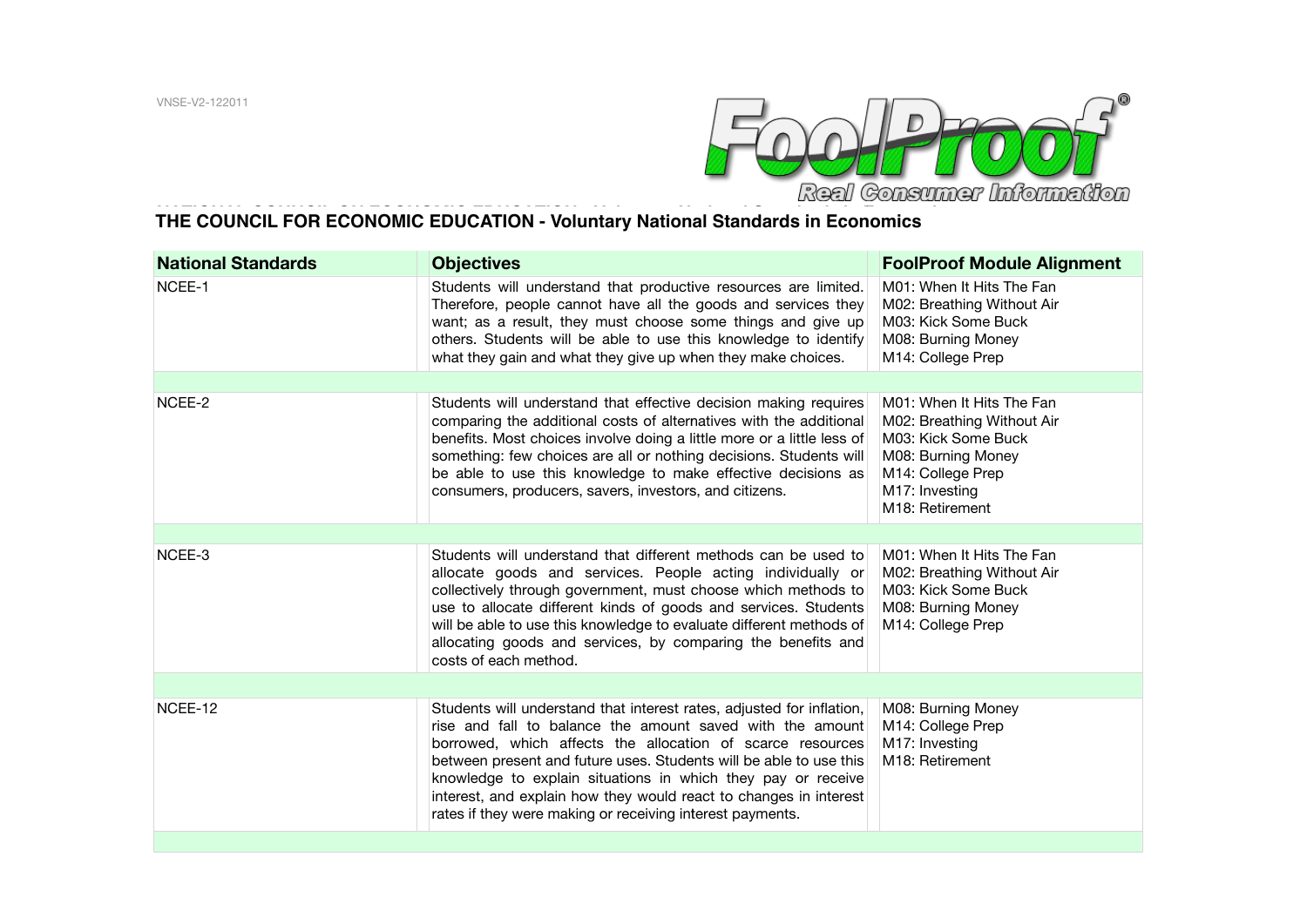VNSE-V2-122011

FoolProof®
*Real Consumer Information*

## THE COUNCIL FOR ECONOMIC EDUCATION - Voluntary National Standards in Economics

| National Standards | Objectives | FoolProof Module Alignment |
| --- | --- | --- |
| NCEE-1 | Students will understand that productive resources are limited. Therefore, people cannot have all the goods and services they want; as a result, they must choose some things and give up others. Students will be able to use this knowledge to identify what they gain and what they give up when they make choices. | M01: When It Hits The Fan<br>M02: Breathing Without Air<br>M03: Kick Some Buck<br>M08: Burning Money<br>M14: College Prep |
| NCEE-2 | Students will understand that effective decision making requires comparing the additional costs of alternatives with the additional benefits. Most choices involve doing a little more or a little less of something: few choices are all or nothing decisions. Students will be able to use this knowledge to make effective decisions as consumers, producers, savers, investors, and citizens. | M01: When It Hits The Fan<br>M02: Breathing Without Air<br>M03: Kick Some Buck<br>M08: Burning Money<br>M14: College Prep<br>M17: Investing<br>M18: Retirement |
| NCEE-3 | Students will understand that different methods can be used to allocate goods and services. People acting individually or collectively through government, must choose which methods to use to allocate different kinds of goods and services. Students will be able to use this knowledge to evaluate different methods of allocating goods and services, by comparing the benefits and costs of each method. | M01: When It Hits The Fan<br>M02: Breathing Without Air<br>M03: Kick Some Buck<br>M08: Burning Money<br>M14: College Prep |
| NCEE-12 | Students will understand that interest rates, adjusted for inflation, rise and fall to balance the amount saved with the amount borrowed, which affects the allocation of scarce resources between present and future uses. Students will be able to use this knowledge to explain situations in which they pay or receive interest, and explain how they would react to changes in interest rates if they were making or receiving interest payments. | M08: Burning Money<br>M14: College Prep<br>M17: Investing<br>M18: Retirement |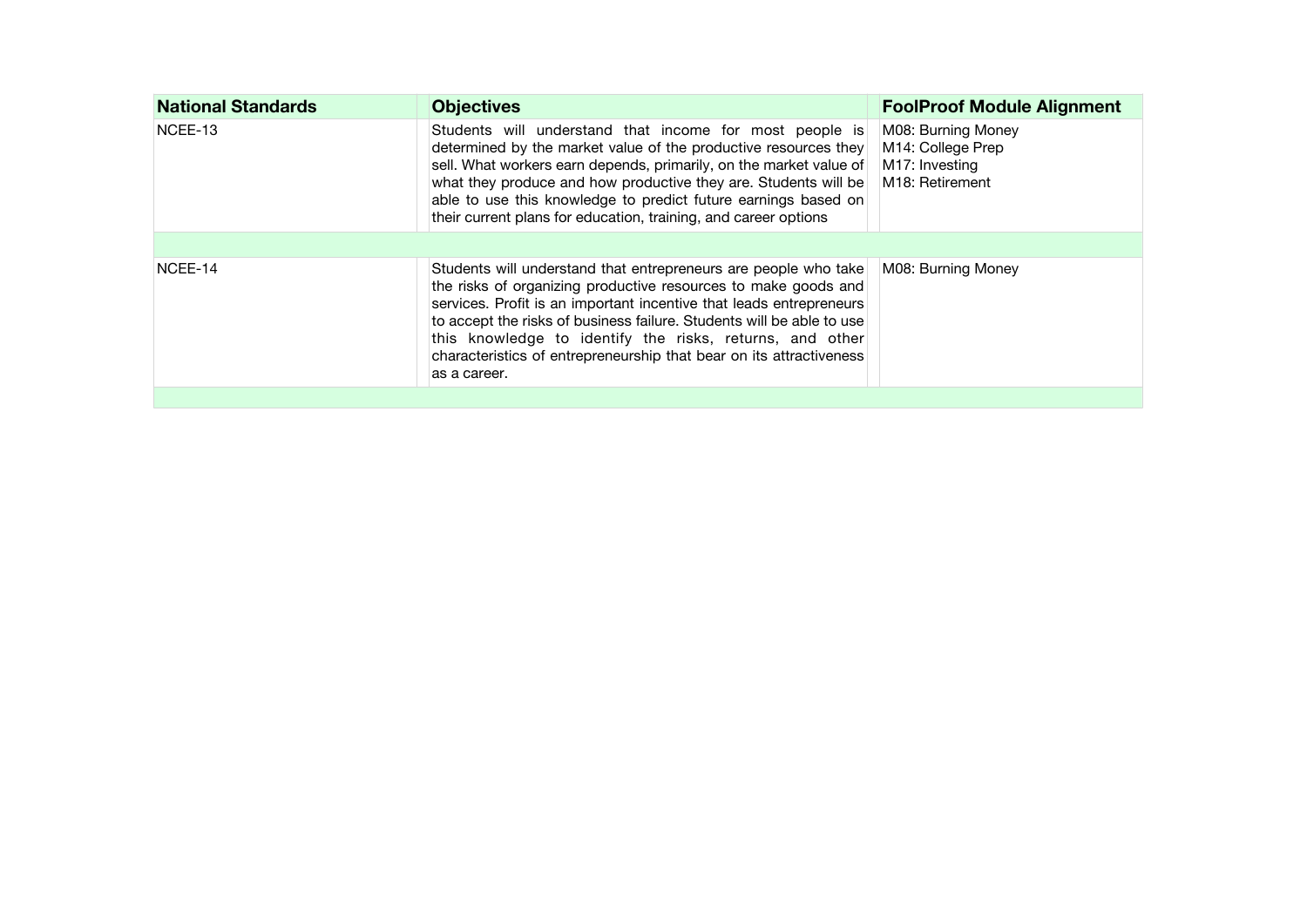| National Standards | Objectives | FoolProof Module Alignment |
|---|---|---|
| NCEE-13 | Students will understand that income for most people is determined by the market value of the productive resources they sell. What workers earn depends, primarily, on the market value of what they produce and how productive they are. Students will be able to use this knowledge to predict future earnings based on their current plans for education, training, and career options | M08: Burning Money<br>M14: College Prep<br>M17: Investing<br>M18: Retirement |
| | | |
| NCEE-14 | Students will understand that entrepreneurs are people who take the risks of organizing productive resources to make goods and services. Profit is an important incentive that leads entrepreneurs to accept the risks of business failure. Students will be able to use this knowledge to identify the risks, returns, and other characteristics of entrepreneurship that bear on its attractiveness as a career. | M08: Burning Money |